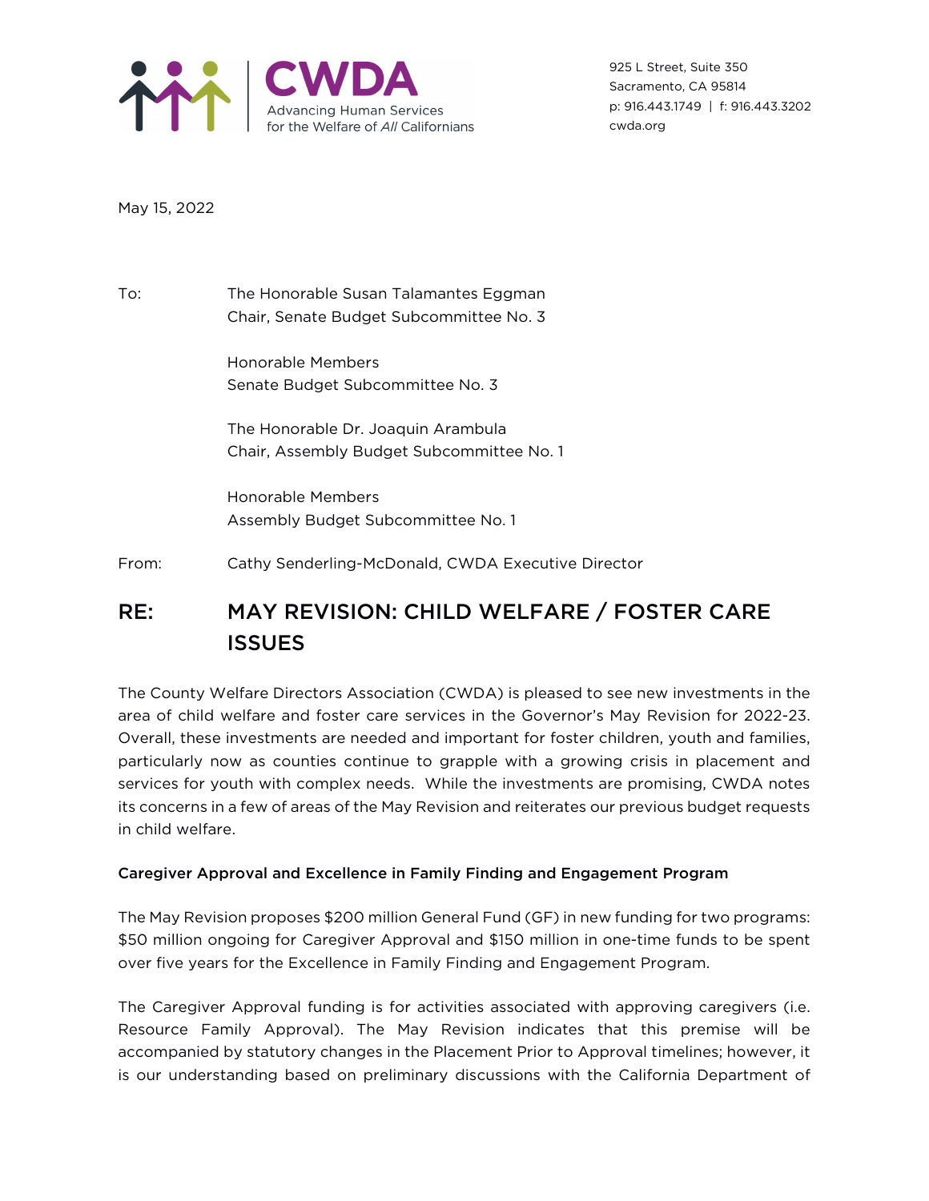**CWDA**
Advancing Human Services
for the Welfare of *All* Californians

925 L Street, Suite 350
Sacramento, CA 95814
p: 916.443.1749 | f: 916.443.3202
cwda.org

May 15, 2022

To: The Honorable Susan Talamantes Eggman
Chair, Senate Budget Subcommittee No. 3

Honorable Members
Senate Budget Subcommittee No. 3

The Honorable Dr. Joaquin Arambula
Chair, Assembly Budget Subcommittee No. 1

Honorable Members
Assembly Budget Subcommittee No. 1

From: Cathy Senderling-McDonald, CWDA Executive Director

## RE: MAY REVISION: CHILD WELFARE / FOSTER CARE ISSUES

The County Welfare Directors Association (CWDA) is pleased to see new investments in the area of child welfare and foster care services in the Governor's May Revision for 2022-23. Overall, these investments are needed and important for foster children, youth and families, particularly now as counties continue to grapple with a growing crisis in placement and services for youth with complex needs. While the investments are promising, CWDA notes its concerns in a few of areas of the May Revision and reiterates our previous budget requests in child welfare.

**Caregiver Approval and Excellence in Family Finding and Engagement Program**

The May Revision proposes $200 million General Fund (GF) in new funding for two programs: $50 million ongoing for Caregiver Approval and $150 million in one-time funds to be spent over five years for the Excellence in Family Finding and Engagement Program.

The Caregiver Approval funding is for activities associated with approving caregivers (i.e. Resource Family Approval). The May Revision indicates that this premise will be accompanied by statutory changes in the Placement Prior to Approval timelines; however, it is our understanding based on preliminary discussions with the California Department of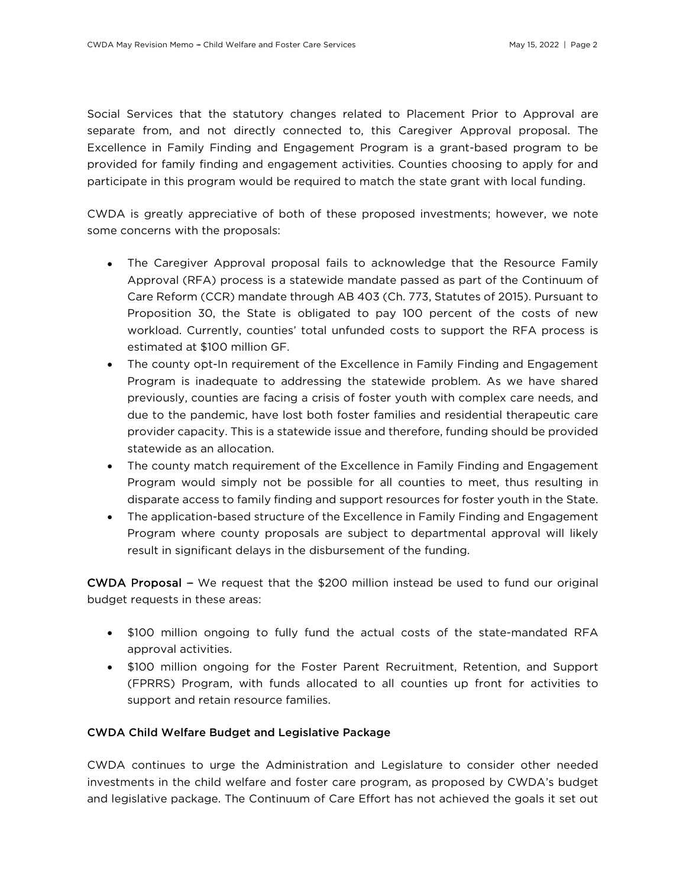Social Services that the statutory changes related to Placement Prior to Approval are separate from, and not directly connected to, this Caregiver Approval proposal. The Excellence in Family Finding and Engagement Program is a grant-based program to be provided for family finding and engagement activities. Counties choosing to apply for and participate in this program would be required to match the state grant with local funding.

CWDA is greatly appreciative of both of these proposed investments; however, we note some concerns with the proposals:

- The Caregiver Approval proposal fails to acknowledge that the Resource Family Approval (RFA) process is a statewide mandate passed as part of the Continuum of Care Reform (CCR) mandate through AB 403 (Ch. 773, Statutes of 2015). Pursuant to Proposition 30, the State is obligated to pay 100 percent of the costs of new workload. Currently, counties' total unfunded costs to support the RFA process is estimated at $100 million GF.
- The county opt-In requirement of the Excellence in Family Finding and Engagement Program is inadequate to addressing the statewide problem. As we have shared previously, counties are facing a crisis of foster youth with complex care needs, and due to the pandemic, have lost both foster families and residential therapeutic care provider capacity. This is a statewide issue and therefore, funding should be provided statewide as an allocation.
- The county match requirement of the Excellence in Family Finding and Engagement Program would simply not be possible for all counties to meet, thus resulting in disparate access to family finding and support resources for foster youth in the State.
- The application-based structure of the Excellence in Family Finding and Engagement Program where county proposals are subject to departmental approval will likely result in significant delays in the disbursement of the funding.

**CWDA Proposal** – We request that the $200 million instead be used to fund our original budget requests in these areas:

- $100 million ongoing to fully fund the actual costs of the state-mandated RFA approval activities.
- $100 million ongoing for the Foster Parent Recruitment, Retention, and Support (FPRRS) Program, with funds allocated to all counties up front for activities to support and retain resource families.

### CWDA Child Welfare Budget and Legislative Package

CWDA continues to urge the Administration and Legislature to consider other needed investments in the child welfare and foster care program, as proposed by CWDA's budget and legislative package. The Continuum of Care Effort has not achieved the goals it set out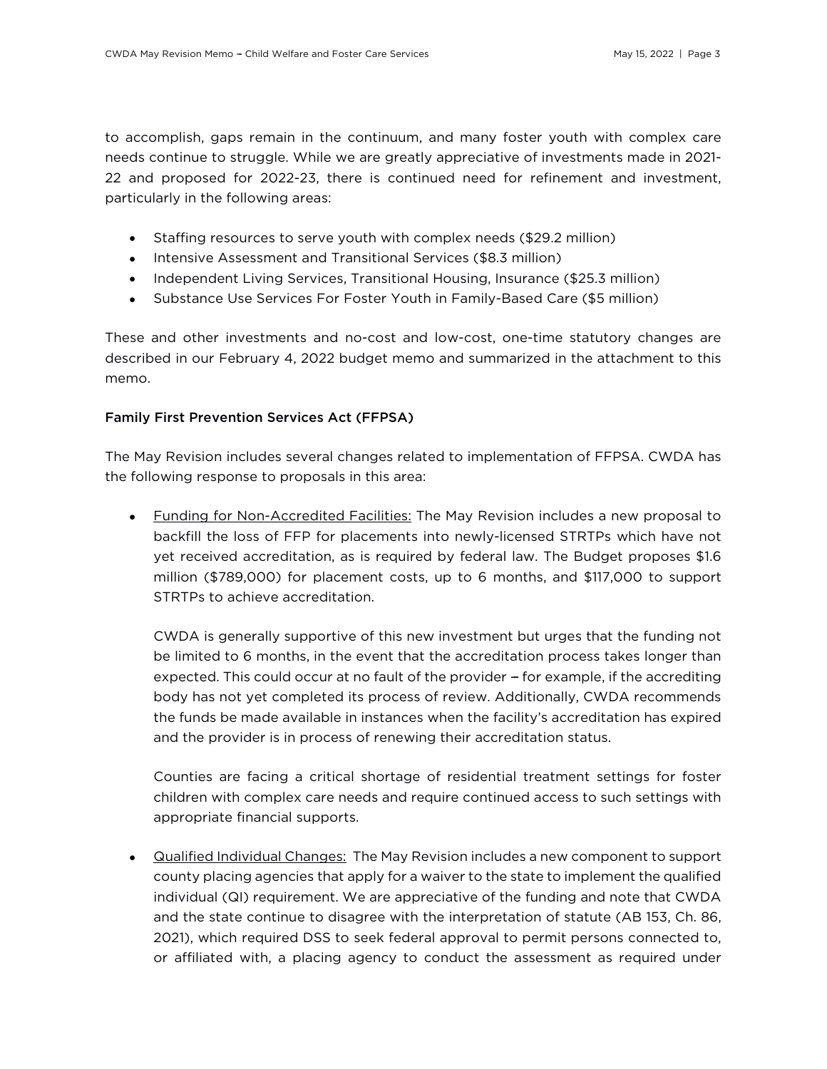to accomplish, gaps remain in the continuum, and many foster youth with complex care needs continue to struggle. While we are greatly appreciative of investments made in 2021-22 and proposed for 2022-23, there is continued need for refinement and investment, particularly in the following areas:

- Staffing resources to serve youth with complex needs ($29.2 million)
- Intensive Assessment and Transitional Services ($8.3 million)
- Independent Living Services, Transitional Housing, Insurance ($25.3 million)
- Substance Use Services For Foster Youth in Family-Based Care ($5 million)

These and other investments and no-cost and low-cost, one-time statutory changes are described in our February 4, 2022 budget memo and summarized in the attachment to this memo.

**Family First Prevention Services Act (FFPSA)**

The May Revision includes several changes related to implementation of FFPSA. CWDA has the following response to proposals in this area:

- <u>Funding for Non-Accredited Facilities:</u> The May Revision includes a new proposal to backfill the loss of FFP for placements into newly-licensed STRTPs which have not yet received accreditation, as is required by federal law. The Budget proposes $1.6 million ($789,000) for placement costs, up to 6 months, and $117,000 to support STRTPs to achieve accreditation.

  CWDA is generally supportive of this new investment but urges that the funding not be limited to 6 months, in the event that the accreditation process takes longer than expected. This could occur at no fault of the provider – for example, if the accrediting body has not yet completed its process of review. Additionally, CWDA recommends the funds be made available in instances when the facility's accreditation has expired and the provider is in process of renewing their accreditation status.

  Counties are facing a critical shortage of residential treatment settings for foster children with complex care needs and require continued access to such settings with appropriate financial supports.

- <u>Qualified Individual Changes:</u> The May Revision includes a new component to support county placing agencies that apply for a waiver to the state to implement the qualified individual (QI) requirement. We are appreciative of the funding and note that CWDA and the state continue to disagree with the interpretation of statute (AB 153, Ch. 86, 2021), which required DSS to seek federal approval to permit persons connected to, or affiliated with, a placing agency to conduct the assessment as required under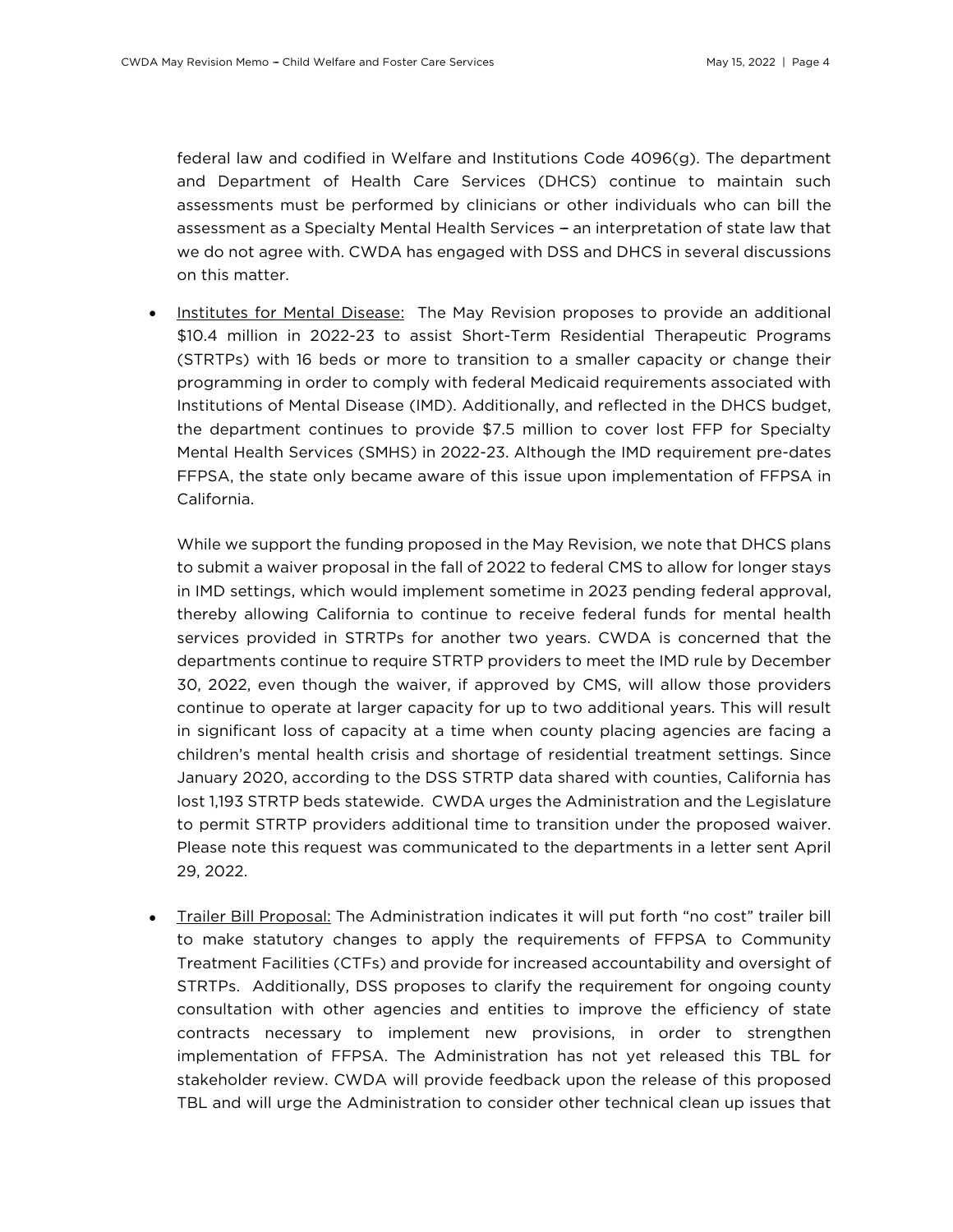federal law and codified in Welfare and Institutions Code 4096(g). The department and Department of Health Care Services (DHCS) continue to maintain such assessments must be performed by clinicians or other individuals who can bill the assessment as a Specialty Mental Health Services – an interpretation of state law that we do not agree with. CWDA has engaged with DSS and DHCS in several discussions on this matter.

- Institutes for Mental Disease: The May Revision proposes to provide an additional \$10.4 million in 2022-23 to assist Short-Term Residential Therapeutic Programs (STRTPs) with 16 beds or more to transition to a smaller capacity or change their programming in order to comply with federal Medicaid requirements associated with Institutions of Mental Disease (IMD). Additionally, and reflected in the DHCS budget, the department continues to provide \$7.5 million to cover lost FFP for Specialty Mental Health Services (SMHS) in 2022-23. Although the IMD requirement pre-dates FFPSA, the state only became aware of this issue upon implementation of FFPSA in California.

  While we support the funding proposed in the May Revision, we note that DHCS plans to submit a waiver proposal in the fall of 2022 to federal CMS to allow for longer stays in IMD settings, which would implement sometime in 2023 pending federal approval, thereby allowing California to continue to receive federal funds for mental health services provided in STRTPs for another two years. CWDA is concerned that the departments continue to require STRTP providers to meet the IMD rule by December 30, 2022, even though the waiver, if approved by CMS, will allow those providers continue to operate at larger capacity for up to two additional years. This will result in significant loss of capacity at a time when county placing agencies are facing a children's mental health crisis and shortage of residential treatment settings. Since January 2020, according to the DSS STRTP data shared with counties, California has lost 1,193 STRTP beds statewide. CWDA urges the Administration and the Legislature to permit STRTP providers additional time to transition under the proposed waiver. Please note this request was communicated to the departments in a letter sent April 29, 2022.

- Trailer Bill Proposal: The Administration indicates it will put forth "no cost" trailer bill to make statutory changes to apply the requirements of FFPSA to Community Treatment Facilities (CTFs) and provide for increased accountability and oversight of STRTPs. Additionally, DSS proposes to clarify the requirement for ongoing county consultation with other agencies and entities to improve the efficiency of state contracts necessary to implement new provisions, in order to strengthen implementation of FFPSA. The Administration has not yet released this TBL for stakeholder review. CWDA will provide feedback upon the release of this proposed TBL and will urge the Administration to consider other technical clean up issues that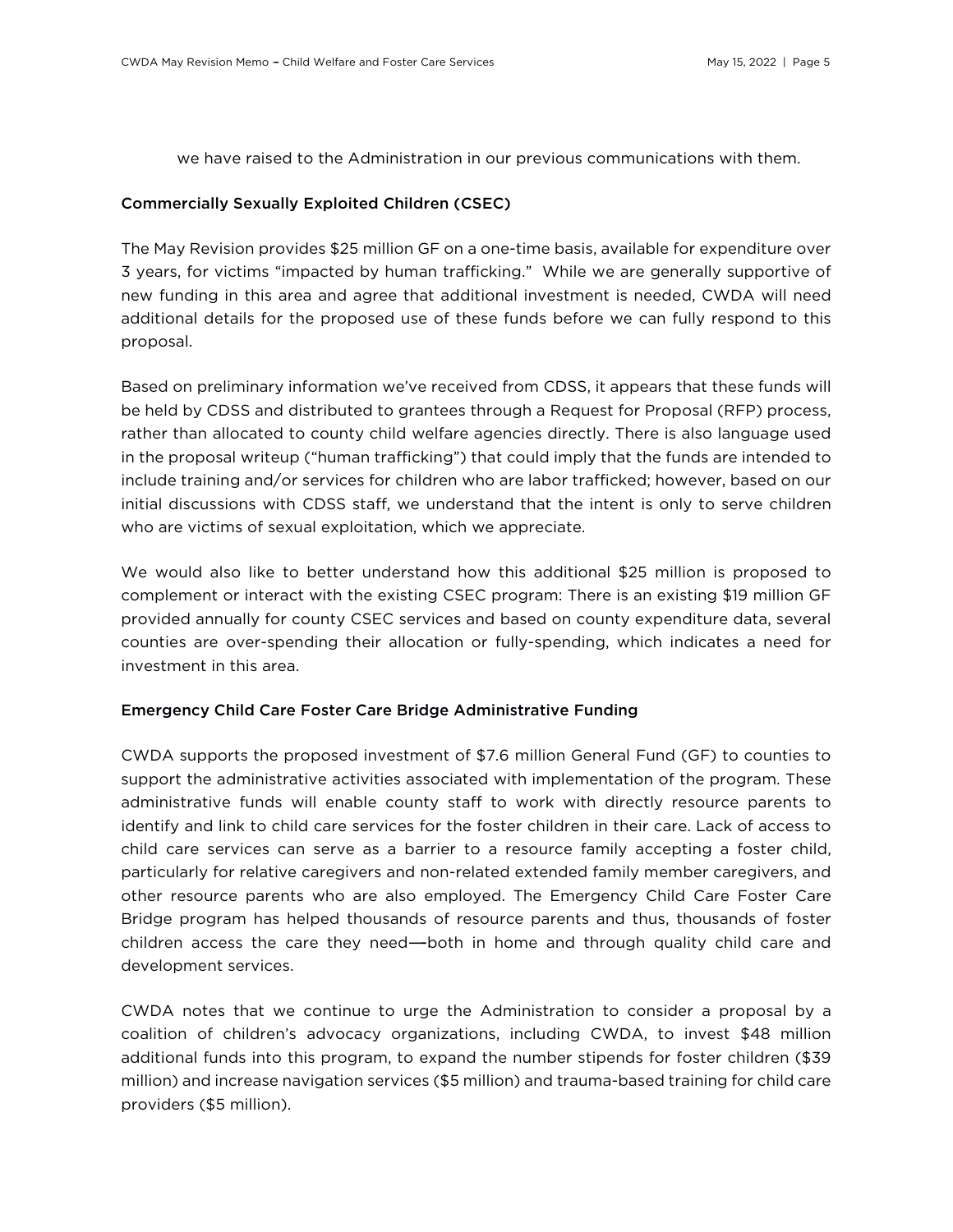we have raised to the Administration in our previous communications with them.

### Commercially Sexually Exploited Children (CSEC)

The May Revision provides $25 million GF on a one-time basis, available for expenditure over 3 years, for victims "impacted by human trafficking." While we are generally supportive of new funding in this area and agree that additional investment is needed, CWDA will need additional details for the proposed use of these funds before we can fully respond to this proposal.

Based on preliminary information we've received from CDSS, it appears that these funds will be held by CDSS and distributed to grantees through a Request for Proposal (RFP) process, rather than allocated to county child welfare agencies directly. There is also language used in the proposal writeup ("human trafficking") that could imply that the funds are intended to include training and/or services for children who are labor trafficked; however, based on our initial discussions with CDSS staff, we understand that the intent is only to serve children who are victims of sexual exploitation, which we appreciate.

We would also like to better understand how this additional $25 million is proposed to complement or interact with the existing CSEC program: There is an existing $19 million GF provided annually for county CSEC services and based on county expenditure data, several counties are over-spending their allocation or fully-spending, which indicates a need for investment in this area.

### Emergency Child Care Foster Care Bridge Administrative Funding

CWDA supports the proposed investment of $7.6 million General Fund (GF) to counties to support the administrative activities associated with implementation of the program. These administrative funds will enable county staff to work with directly resource parents to identify and link to child care services for the foster children in their care. Lack of access to child care services can serve as a barrier to a resource family accepting a foster child, particularly for relative caregivers and non-related extended family member caregivers, and other resource parents who are also employed. The Emergency Child Care Foster Care Bridge program has helped thousands of resource parents and thus, thousands of foster children access the care they need—both in home and through quality child care and development services.

CWDA notes that we continue to urge the Administration to consider a proposal by a coalition of children's advocacy organizations, including CWDA, to invest $48 million additional funds into this program, to expand the number stipends for foster children ($39 million) and increase navigation services ($5 million) and trauma-based training for child care providers ($5 million).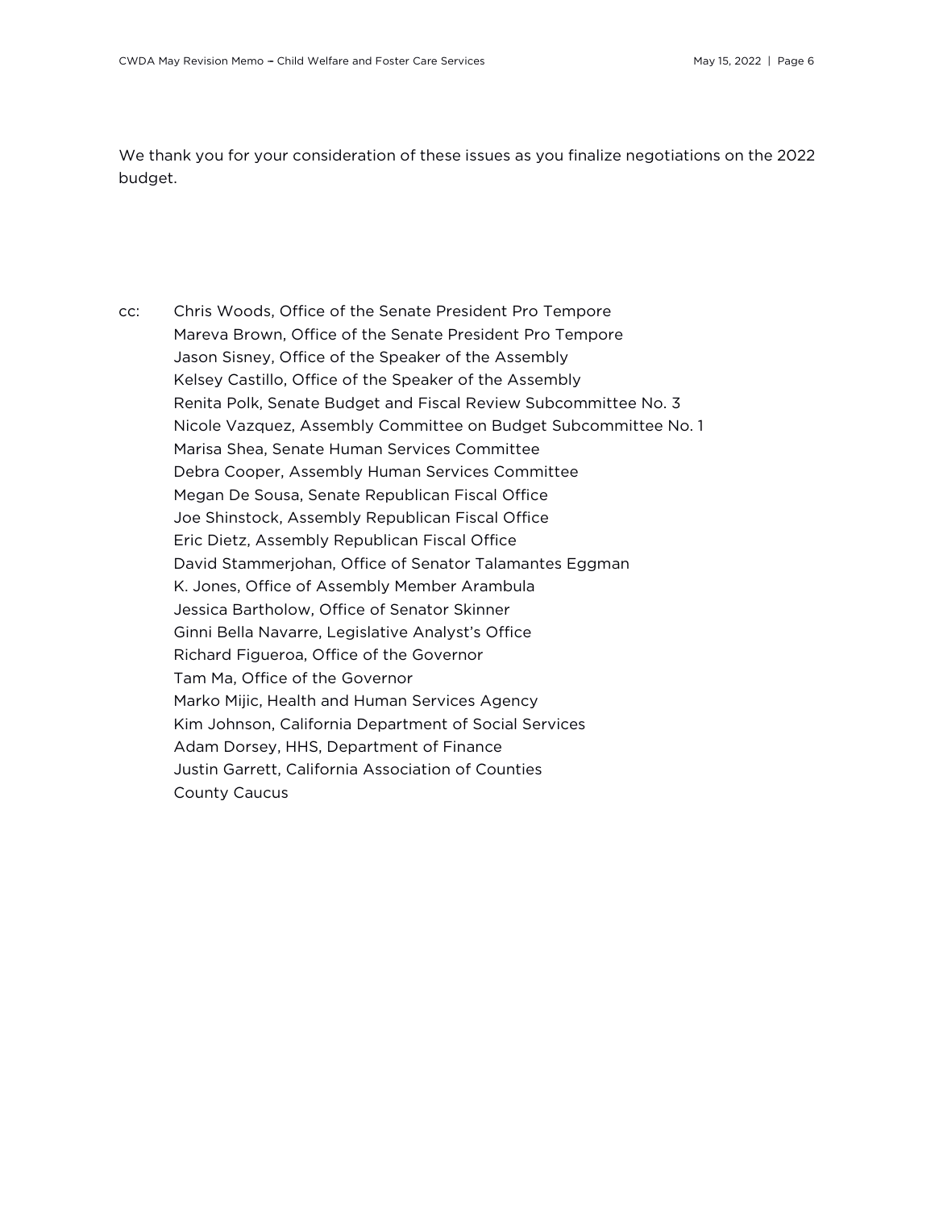We thank you for your consideration of these issues as you finalize negotiations on the 2022 budget.

cc: Chris Woods, Office of the Senate President Pro Tempore
Mareva Brown, Office of the Senate President Pro Tempore
Jason Sisney, Office of the Speaker of the Assembly
Kelsey Castillo, Office of the Speaker of the Assembly
Renita Polk, Senate Budget and Fiscal Review Subcommittee No. 3
Nicole Vazquez, Assembly Committee on Budget Subcommittee No. 1
Marisa Shea, Senate Human Services Committee
Debra Cooper, Assembly Human Services Committee
Megan De Sousa, Senate Republican Fiscal Office
Joe Shinstock, Assembly Republican Fiscal Office
Eric Dietz, Assembly Republican Fiscal Office
David Stammerjohan, Office of Senator Talamantes Eggman
K. Jones, Office of Assembly Member Arambula
Jessica Bartholow, Office of Senator Skinner
Ginni Bella Navarre, Legislative Analyst's Office
Richard Figueroa, Office of the Governor
Tam Ma, Office of the Governor
Marko Mijic, Health and Human Services Agency
Kim Johnson, California Department of Social Services
Adam Dorsey, HHS, Department of Finance
Justin Garrett, California Association of Counties
County Caucus